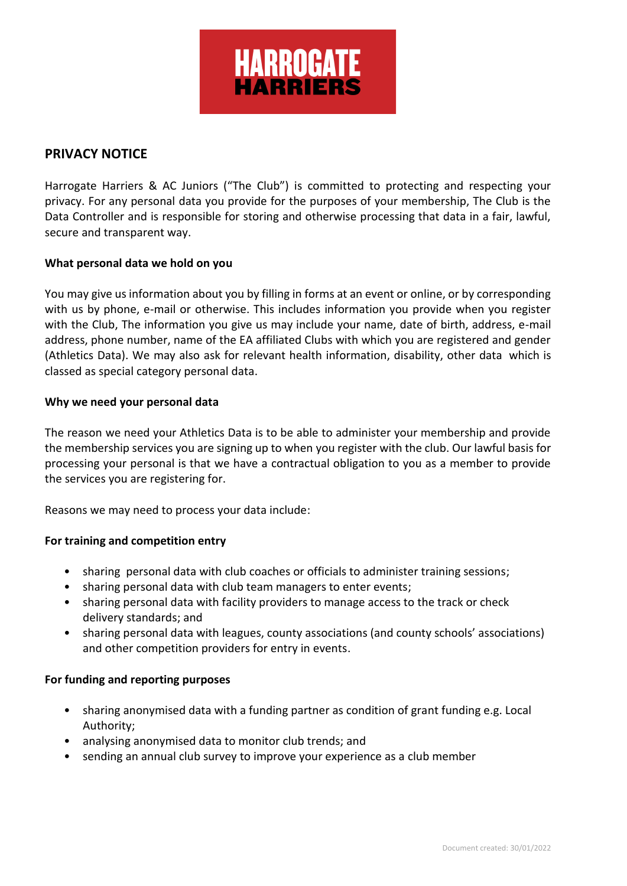HARROGATE HARRIERS

## PRIVACY NOTICE

Harrogate Harriers & AC Juniors ("The Club") is committed to protecting and respecting your privacy. For any personal data you provide for the purposes of your membership, The Club is the Data Controller and is responsible for storing and otherwise processing that data in a fair, lawful, secure and transparent way.

### What personal data we hold on you

You may give us information about you by filling in forms at an event or online, or by corresponding with us by phone, e-mail or otherwise. This includes information you provide when you register with the Club, The information you give us may include your name, date of birth, address, e-mail address, phone number, name of the EA affiliated Clubs with which you are registered and gender (Athletics Data). We may also ask for relevant health information, disability, other data which is classed as special category personal data.

### Why we need your personal data

The reason we need your Athletics Data is to be able to administer your membership and provide the membership services you are signing up to when you register with the club. Our lawful basis for processing your personal is that we have a contractual obligation to you as a member to provide the services you are registering for.

Reasons we may need to process your data include:

#### For training and competition entry

- sharing personal data with club coaches or officials to administer training sessions;
- sharing personal data with club team managers to enter events;
- sharing personal data with facility providers to manage access to the track or check delivery standards; and
- sharing personal data with leagues, county associations (and county schools' associations) and other competition providers for entry in events.

#### For funding and reporting purposes

- sharing anonymised data with a funding partner as condition of grant funding e.g. Local Authority;
- analysing anonymised data to monitor club trends; and
- sending an annual club survey to improve your experience as a club member

Document created: 30/01/2022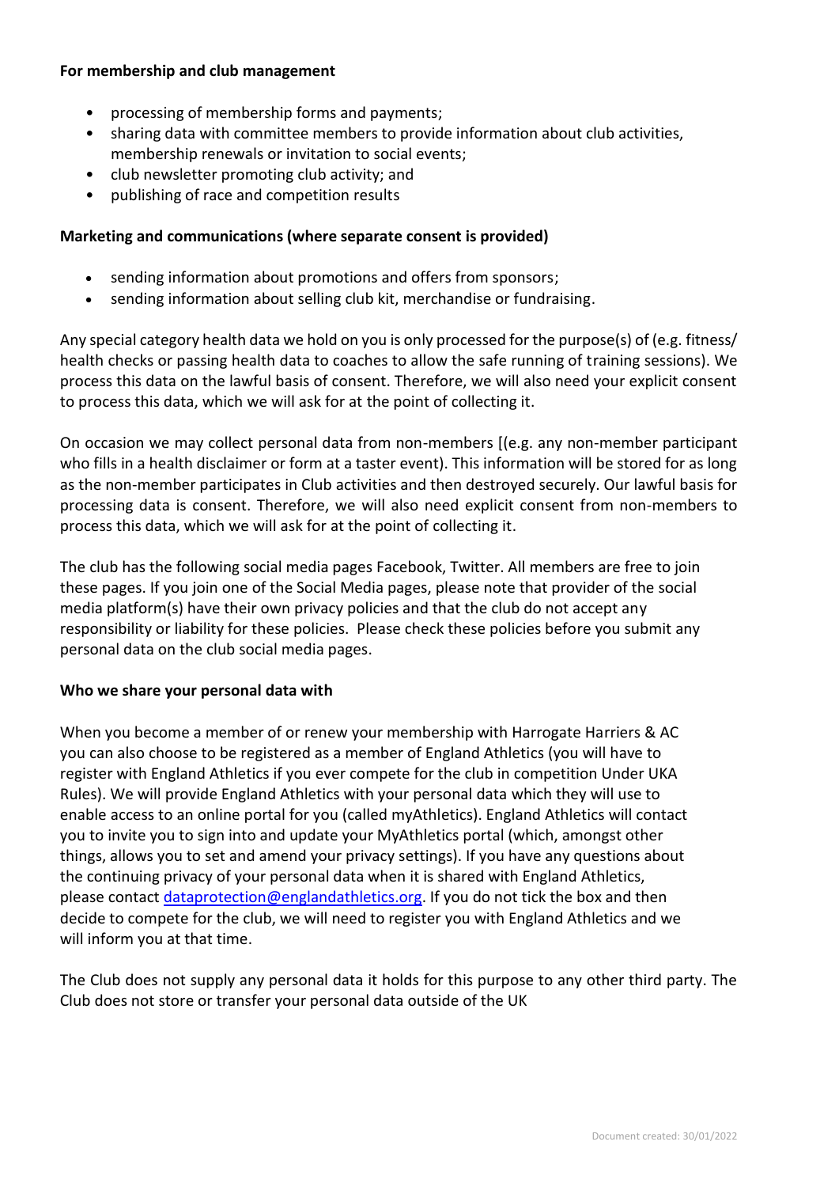**For membership and club management**

- processing of membership forms and payments;
- sharing data with committee members to provide information about club activities, membership renewals or invitation to social events;
- club newsletter promoting club activity; and
- publishing of race and competition results

**Marketing and communications (where separate consent is provided)**

- sending information about promotions and offers from sponsors;
- sending information about selling club kit, merchandise or fundraising.

Any special category health data we hold on you is only processed for the purpose(s) of (e.g. fitness/ health checks or passing health data to coaches to allow the safe running of training sessions). We process this data on the lawful basis of consent. Therefore, we will also need your explicit consent to process this data, which we will ask for at the point of collecting it.

On occasion we may collect personal data from non-members [(e.g. any non-member participant who fills in a health disclaimer or form at a taster event). This information will be stored for as long as the non-member participates in Club activities and then destroyed securely. Our lawful basis for processing data is consent. Therefore, we will also need explicit consent from non-members to process this data, which we will ask for at the point of collecting it.

The club has the following social media pages Facebook, Twitter. All members are free to join these pages. If you join one of the Social Media pages, please note that provider of the social media platform(s) have their own privacy policies and that the club do not accept any responsibility or liability for these policies. Please check these policies before you submit any personal data on the club social media pages.

**Who we share your personal data with**

When you become a member of or renew your membership with Harrogate Harriers & AC you can also choose to be registered as a member of England Athletics (you will have to register with England Athletics if you ever compete for the club in competition Under UKA Rules). We will provide England Athletics with your personal data which they will use to enable access to an online portal for you (called myAthletics). England Athletics will contact you to invite you to sign into and update your MyAthletics portal (which, amongst other things, allows you to set and amend your privacy settings). If you have any questions about the continuing privacy of your personal data when it is shared with England Athletics, please contact dataprotection@englandathletics.org. If you do not tick the box and then decide to compete for the club, we will need to register you with England Athletics and we will inform you at that time.

The Club does not supply any personal data it holds for this purpose to any other third party. The Club does not store or transfer your personal data outside of the UK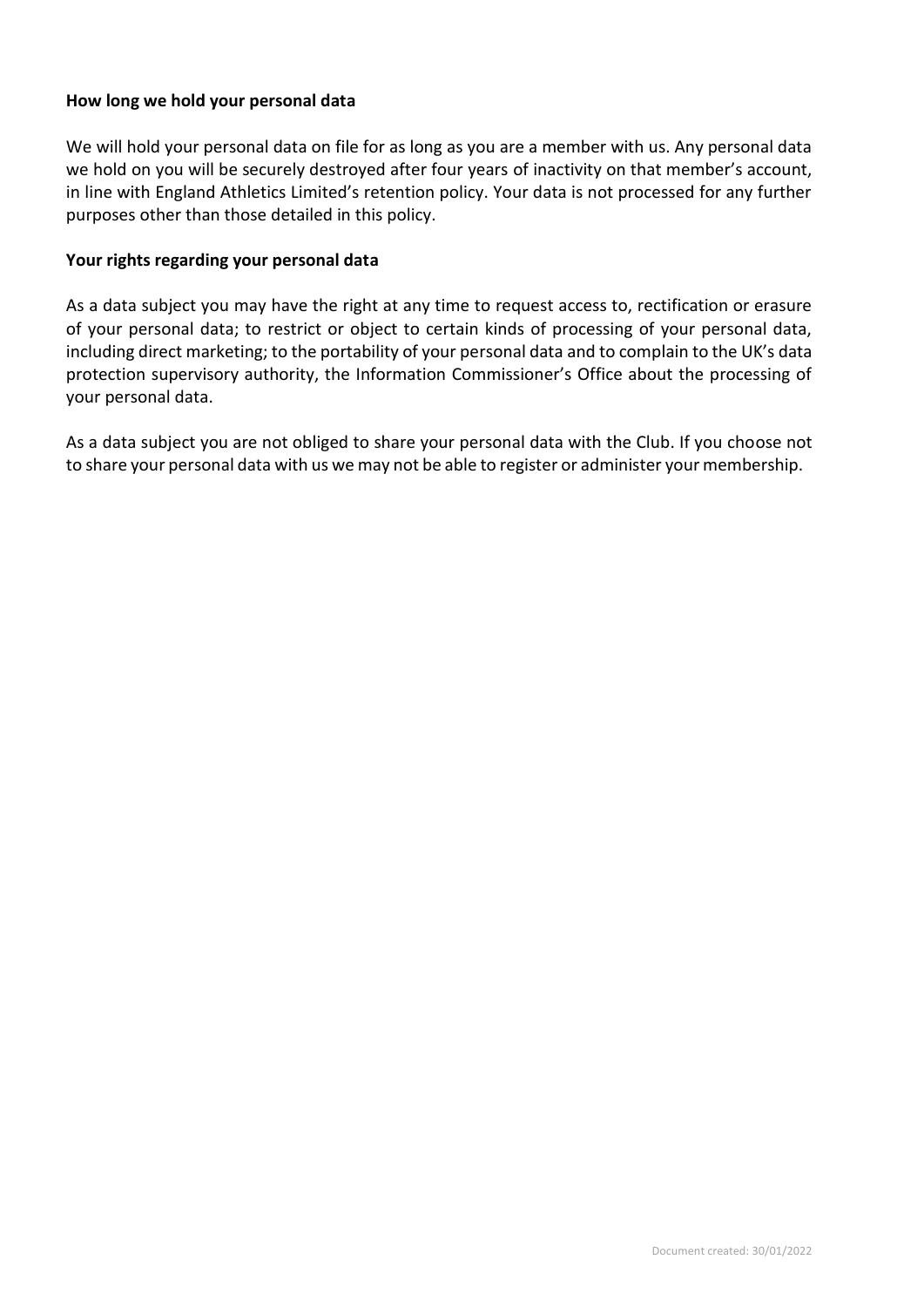**How long we hold your personal data**

We will hold your personal data on file for as long as you are a member with us. Any personal data we hold on you will be securely destroyed after four years of inactivity on that member's account, in line with England Athletics Limited's retention policy. Your data is not processed for any further purposes other than those detailed in this policy.

**Your rights regarding your personal data**

As a data subject you may have the right at any time to request access to, rectification or erasure of your personal data; to restrict or object to certain kinds of processing of your personal data, including direct marketing; to the portability of your personal data and to complain to the UK's data protection supervisory authority, the Information Commissioner's Office about the processing of your personal data.

As a data subject you are not obliged to share your personal data with the Club. If you choose not to share your personal data with us we may not be able to register or administer your membership.

Document created: 30/01/2022